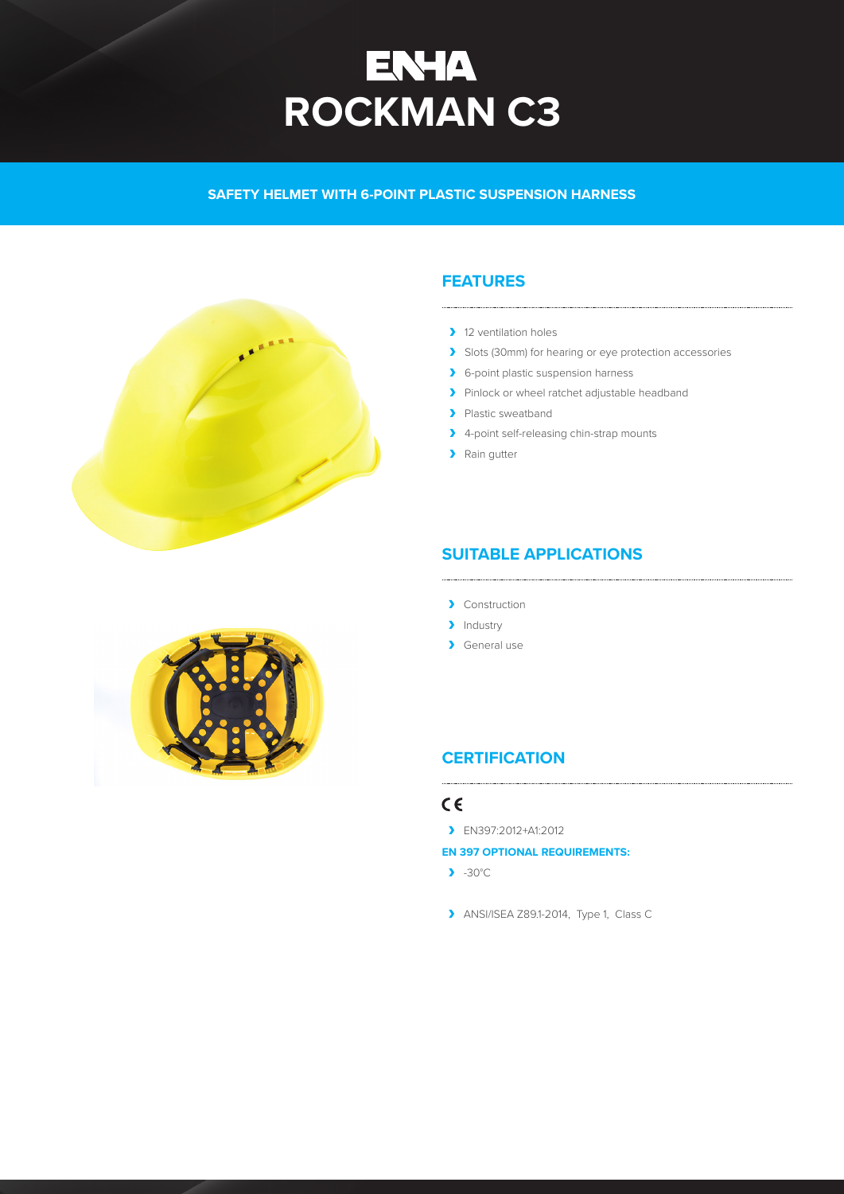# ENHA

# ROCKMAN C3

**SAFETY HELMET WITH 6-POINT PLASTIC SUSPENSION HARNESS**

## FEATURES

- 12 ventilation holes
- Slots (30mm) for hearing or eye protection accessories
- 6-point plastic suspension harness
- Pinlock or wheel ratchet adjustable headband
- Plastic sweatband
- 4-point self-releasing chin-strap mounts
- Rain gutter

## SUITABLE APPLICATIONS

- Construction
- Industry
- General use

## CERTIFICATION

CE

- EN397:2012+A1:2012

**EN 397 OPTIONAL REQUIREMENTS:**

- -30°C

- ANSI/ISEA Z89.1-2014, Type 1, Class C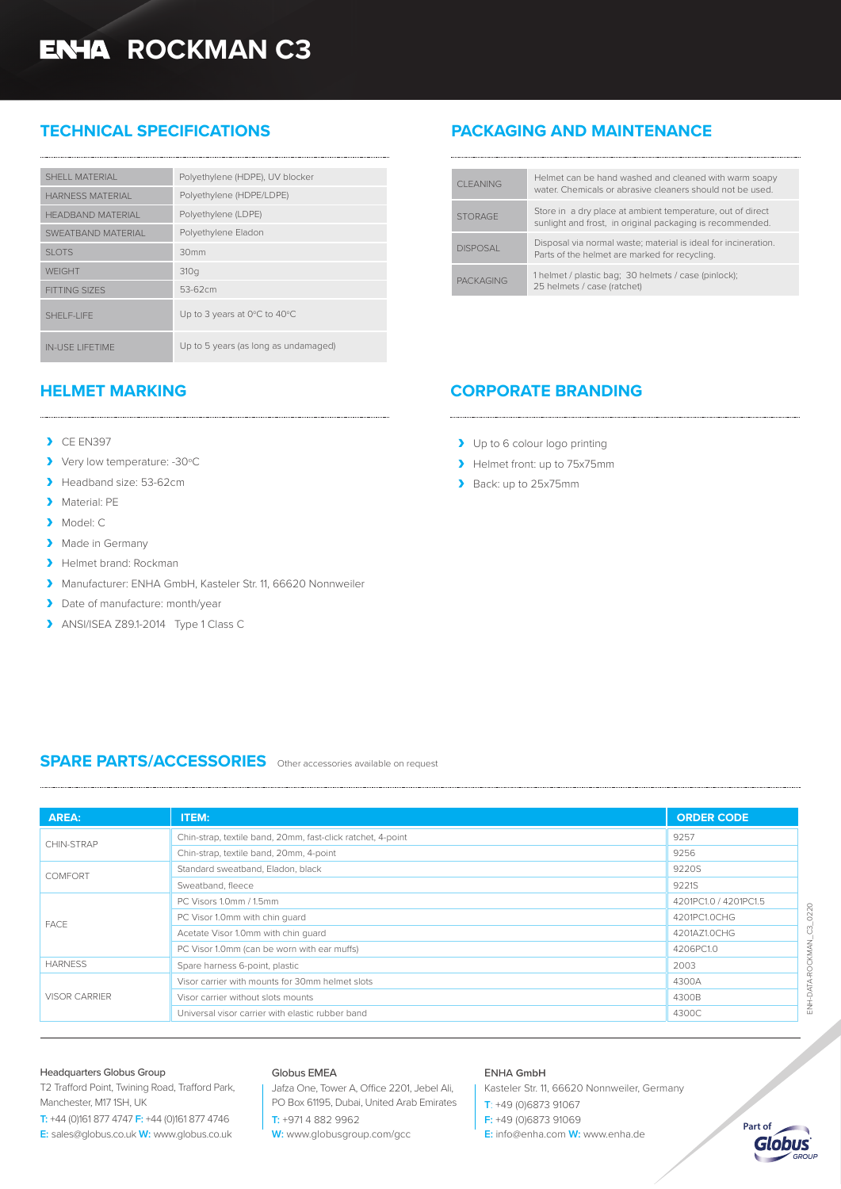# ENHA ROCKMAN C3

## TECHNICAL SPECIFICATIONS

| | |
|---|---|
| SHELL MATERIAL | Polyethylene (HDPE), UV blocker |
| HARNESS MATERIAL | Polyethylene (HDPE/LDPE) |
| HEADBAND MATERIAL | Polyethylene (LDPE) |
| SWEATBAND MATERIAL | Polyethylene Eladon |
| SLOTS | 30mm |
| WEIGHT | 310g |
| FITTING SIZES | 53-62cm |
| SHELF-LIFE | Up to 3 years at 0°C to 40°C |
| IN-USE LIFETIME | Up to 5 years (as long as undamaged) |

## PACKAGING AND MAINTENANCE

| | |
|---|---|
| CLEANING | Helmet can be hand washed and cleaned with warm soapy water. Chemicals or abrasive cleaners should not be used. |
| STORAGE | Store in a dry place at ambient temperature, out of direct sunlight and frost, in original packaging is recommended. |
| DISPOSAL | Disposal via normal waste; material is ideal for incineration. Parts of the helmet are marked for recycling. |
| PACKAGING | 1 helmet / plastic bag; 30 helmets / case (pinlock); 25 helmets / case (ratchet) |

## HELMET MARKING

- CE EN397
- Very low temperature: -30°C
- Headband size: 53-62cm
- Material: PE
- Model: C
- Made in Germany
- Helmet brand: Rockman
- Manufacturer: ENHA GmbH, Kasteler Str. 11, 66620 Nonnweiler
- Date of manufacture: month/year
- ANSI/ISEA Z89.1-2014 Type 1 Class C

## CORPORATE BRANDING

- Up to 6 colour logo printing
- Helmet front: up to 75x75mm
- Back: up to 25x75mm

## SPARE PARTS/ACCESSORIES

Other accessories available on request

| AREA: | ITEM: | ORDER CODE |
|---|---|---|
| CHIN-STRAP | Chin-strap, textile band, 20mm, fast-click ratchet, 4-point | 9257 |
| | Chin-strap, textile band, 20mm, 4-point | 9256 |
| COMFORT | Standard sweatband, Eladon, black | 9220S |
| | Sweatband, fleece | 9221S |
| FACE | PC Visors 1.0mm / 1.5mm | 4201PC1.0 / 4201PC1.5 |
| | PC Visor 1.0mm with chin guard | 4201PC1.0CHG |
| | Acetate Visor 1.0mm with chin guard | 4201AZ1.0CHG |
| | PC Visor 1.0mm (can be worn with ear muffs) | 4206PC1.0 |
| HARNESS | Spare harness 6-point, plastic | 2003 |
| VISOR CARRIER | Visor carrier with mounts for 30mm helmet slots | 4300A |
| | Visor carrier without slots mounts | 4300B |
| | Universal visor carrier with elastic rubber band | 4300C |

ENH-DATA-ROCKMAN_C3_0220

**Headquarters Globus Group**
T2 Trafford Point, Twining Road, Trafford Park, Manchester, M17 1SH, UK
T: +44 (0)161 877 4747 F: +44 (0)161 877 4746
E: sales@globus.co.uk W: www.globus.co.uk

**Globus EMEA**
Jafza One, Tower A, Office 2201, Jebel Ali, PO Box 61195, Dubai, United Arab Emirates
T: +971 4 882 9962
W: www.globusgroup.com/gcc

**ENHA GmbH**
Kasteler Str. 11, 66620 Nonnweiler, Germany
T: +49 (0)6873 91067
F: +49 (0)6873 91069
E: info@enha.com W: www.enha.de

Part of Globus GROUP